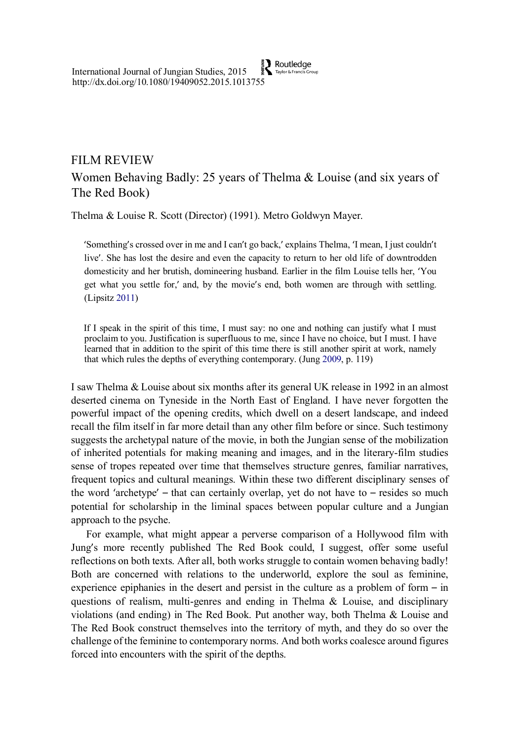FILM REVIEW

# Women Behaving Badly: 25 years of Thelma & Louise (and six years of The Red Book)

Thelma & Louise R. Scott (Director) (1991). Metro Goldwyn Mayer.

> 'Something's crossed over in me and I can't go back,' explains Thelma, 'I mean, I just couldn't live'. She has lost the desire and even the capacity to return to her old life of downtrodden domesticity and her brutish, domineering husband. Earlier in the film Louise tells her, 'You get what you settle for,' and, by the movie's end, both women are through with settling. (Lipsitz 2011)

> If I speak in the spirit of this time, I must say: no one and nothing can justify what I must proclaim to you. Justification is superfluous to me, since I have no choice, but I must. I have learned that in addition to the spirit of this time there is still another spirit at work, namely that which rules the depths of everything contemporary. (Jung 2009, p. 119)

I saw Thelma & Louise about six months after its general UK release in 1992 in an almost deserted cinema on Tyneside in the North East of England. I have never forgotten the powerful impact of the opening credits, which dwell on a desert landscape, and indeed recall the film itself in far more detail than any other film before or since. Such testimony suggests the archetypal nature of the movie, in both the Jungian sense of the mobilization of inherited potentials for making meaning and images, and in the literary-film studies sense of tropes repeated over time that themselves structure genres, familiar narratives, frequent topics and cultural meanings. Within these two different disciplinary senses of the word 'archetype' – that can certainly overlap, yet do not have to – resides so much potential for scholarship in the liminal spaces between popular culture and a Jungian approach to the psyche.

For example, what might appear a perverse comparison of a Hollywood film with Jung's more recently published The Red Book could, I suggest, offer some useful reflections on both texts. After all, both works struggle to contain women behaving badly! Both are concerned with relations to the underworld, explore the soul as feminine, experience epiphanies in the desert and persist in the culture as a problem of form – in questions of realism, multi-genres and ending in Thelma & Louise, and disciplinary violations (and ending) in The Red Book. Put another way, both Thelma & Louise and The Red Book construct themselves into the territory of myth, and they do so over the challenge of the feminine to contemporary norms. And both works coalesce around figures forced into encounters with the spirit of the depths.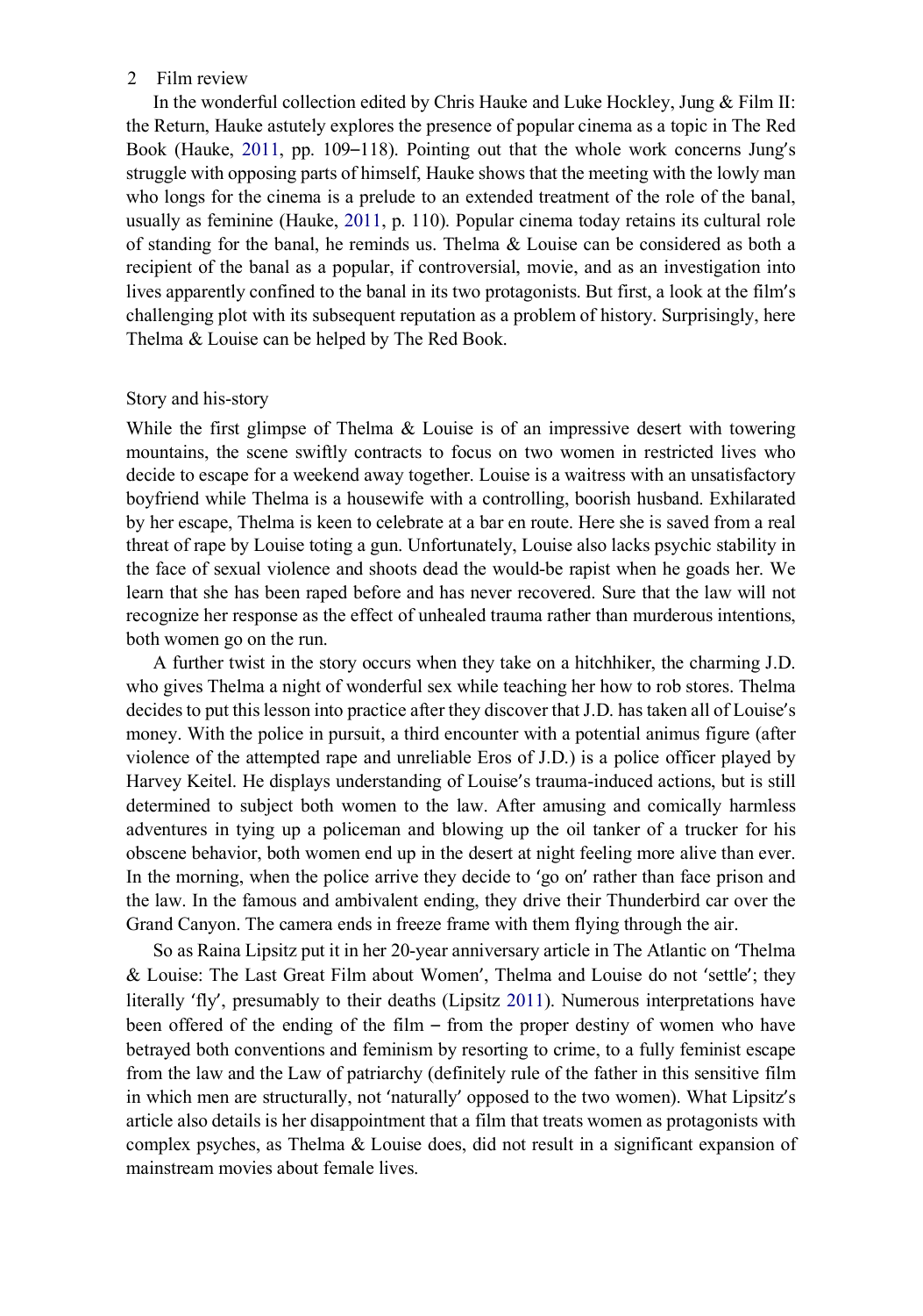In the wonderful collection edited by Chris Hauke and Luke Hockley, Jung & Film II: the Return, Hauke astutely explores the presence of popular cinema as a topic in The Red Book (Hauke, 2011, pp. 109–118). Pointing out that the whole work concerns Jung's struggle with opposing parts of himself, Hauke shows that the meeting with the lowly man who longs for the cinema is a prelude to an extended treatment of the role of the banal, usually as feminine (Hauke, 2011, p. 110). Popular cinema today retains its cultural role of standing for the banal, he reminds us. Thelma & Louise can be considered as both a recipient of the banal as a popular, if controversial, movie, and as an investigation into lives apparently confined to the banal in its two protagonists. But first, a look at the film's challenging plot with its subsequent reputation as a problem of history. Surprisingly, here Thelma & Louise can be helped by The Red Book.

## Story and his-story

While the first glimpse of Thelma & Louise is of an impressive desert with towering mountains, the scene swiftly contracts to focus on two women in restricted lives who decide to escape for a weekend away together. Louise is a waitress with an unsatisfactory boyfriend while Thelma is a housewife with a controlling, boorish husband. Exhilarated by her escape, Thelma is keen to celebrate at a bar en route. Here she is saved from a real threat of rape by Louise toting a gun. Unfortunately, Louise also lacks psychic stability in the face of sexual violence and shoots dead the would-be rapist when he goads her. We learn that she has been raped before and has never recovered. Sure that the law will not recognize her response as the effect of unhealed trauma rather than murderous intentions, both women go on the run.

A further twist in the story occurs when they take on a hitchhiker, the charming J.D. who gives Thelma a night of wonderful sex while teaching her how to rob stores. Thelma decides to put this lesson into practice after they discover that J.D. has taken all of Louise's money. With the police in pursuit, a third encounter with a potential animus figure (after violence of the attempted rape and unreliable Eros of J.D.) is a police officer played by Harvey Keitel. He displays understanding of Louise's trauma-induced actions, but is still determined to subject both women to the law. After amusing and comically harmless adventures in tying up a policeman and blowing up the oil tanker of a trucker for his obscene behavior, both women end up in the desert at night feeling more alive than ever. In the morning, when the police arrive they decide to 'go on' rather than face prison and the law. In the famous and ambivalent ending, they drive their Thunderbird car over the Grand Canyon. The camera ends in freeze frame with them flying through the air.

So as Raina Lipsitz put it in her 20-year anniversary article in The Atlantic on 'Thelma & Louise: The Last Great Film about Women', Thelma and Louise do not 'settle'; they literally 'fly', presumably to their deaths (Lipsitz 2011). Numerous interpretations have been offered of the ending of the film – from the proper destiny of women who have betrayed both conventions and feminism by resorting to crime, to a fully feminist escape from the law and the Law of patriarchy (definitely rule of the father in this sensitive film in which men are structurally, not 'naturally' opposed to the two women). What Lipsitz's article also details is her disappointment that a film that treats women as protagonists with complex psyches, as Thelma & Louise does, did not result in a significant expansion of mainstream movies about female lives.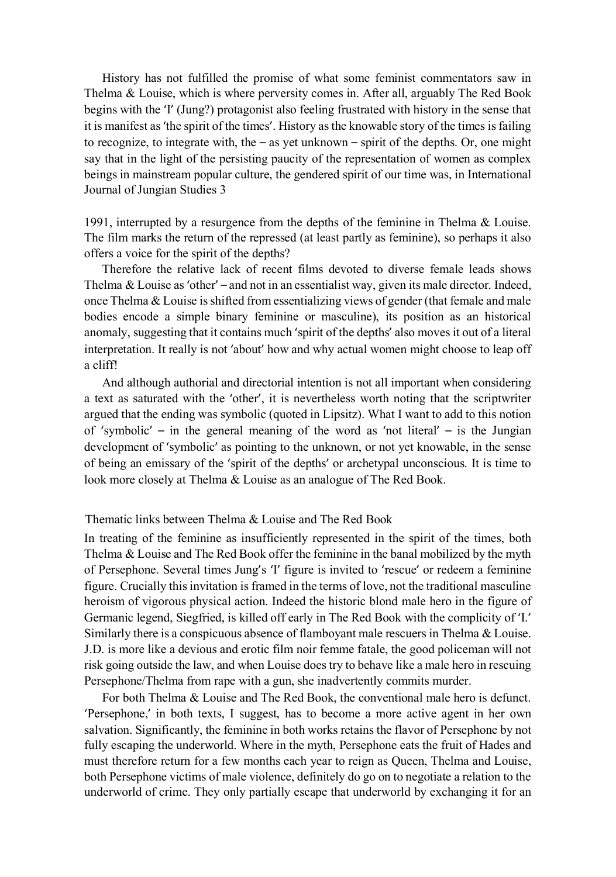History has not fulfilled the promise of what some feminist commentators saw in Thelma & Louise, which is where perversity comes in. After all, arguably The Red Book begins with the 'I' (Jung?) protagonist also feeling frustrated with history in the sense that it is manifest as 'the spirit of the times'. History as the knowable story of the times is failing to recognize, to integrate with, the – as yet unknown – spirit of the depths. Or, one might say that in the light of the persisting paucity of the representation of women as complex beings in mainstream popular culture, the gendered spirit of our time was, in 1991, interrupted by a resurgence from the depths of the feminine in Thelma & Louise. The film marks the return of the repressed (at least partly as feminine), so perhaps it also offers a voice for the spirit of the depths?

Therefore the relative lack of recent films devoted to diverse female leads shows Thelma & Louise as 'other' – and not in an essentialist way, given its male director. Indeed, once Thelma & Louise is shifted from essentializing views of gender (that female and male bodies encode a simple binary feminine or masculine), its position as an historical anomaly, suggesting that it contains much 'spirit of the depths' also moves it out of a literal interpretation. It really is not 'about' how and why actual women might choose to leap off a cliff!

And although authorial and directorial intention is not all important when considering a text as saturated with the 'other', it is nevertheless worth noting that the scriptwriter argued that the ending was symbolic (quoted in Lipsitz). What I want to add to this notion of 'symbolic' – in the general meaning of the word as 'not literal' – is the Jungian development of 'symbolic' as pointing to the unknown, or not yet knowable, in the sense of being an emissary of the 'spirit of the depths' or archetypal unconscious. It is time to look more closely at Thelma & Louise as an analogue of The Red Book.

## Thematic links between Thelma & Louise and The Red Book

In treating of the feminine as insufficiently represented in the spirit of the times, both Thelma & Louise and The Red Book offer the feminine in the banal mobilized by the myth of Persephone. Several times Jung's 'I' figure is invited to 'rescue' or redeem a feminine figure. Crucially this invitation is framed in the terms of love, not the traditional masculine heroism of vigorous physical action. Indeed the historic blond male hero in the figure of Germanic legend, Siegfried, is killed off early in The Red Book with the complicity of 'I.' Similarly there is a conspicuous absence of flamboyant male rescuers in Thelma & Louise. J.D. is more like a devious and erotic film noir femme fatale, the good policeman will not risk going outside the law, and when Louise does try to behave like a male hero in rescuing Persephone/Thelma from rape with a gun, she inadvertently commits murder.

For both Thelma & Louise and The Red Book, the conventional male hero is defunct. 'Persephone,' in both texts, I suggest, has to become a more active agent in her own salvation. Significantly, the feminine in both works retains the flavor of Persephone by not fully escaping the underworld. Where in the myth, Persephone eats the fruit of Hades and must therefore return for a few months each year to reign as Queen, Thelma and Louise, both Persephone victims of male violence, definitely do go on to negotiate a relation to the underworld of crime. They only partially escape that underworld by exchanging it for an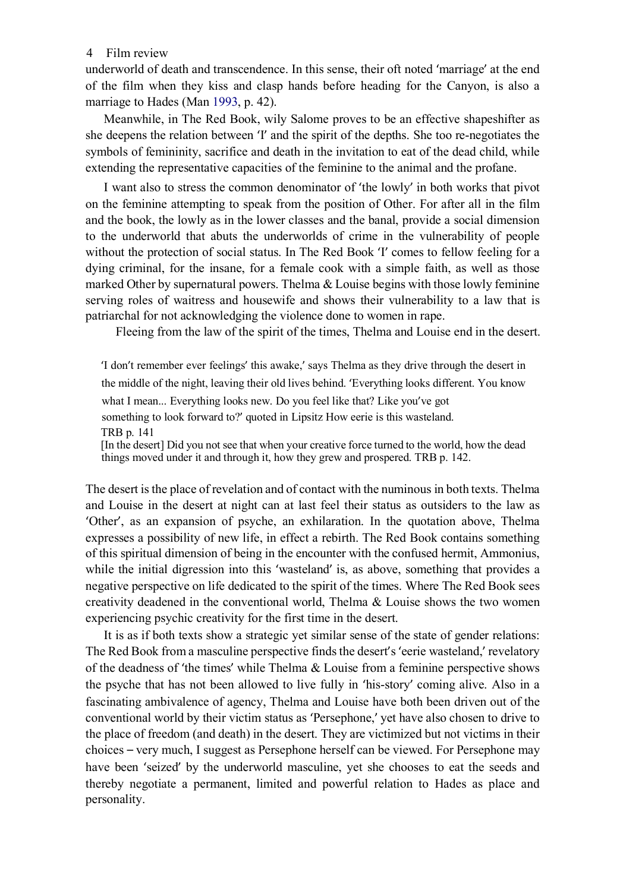underworld of death and transcendence. In this sense, their oft noted 'marriage' at the end of the film when they kiss and clasp hands before heading for the Canyon, is also a marriage to Hades (Man 1993, p. 42).

Meanwhile, in The Red Book, wily Salome proves to be an effective shapeshifter as she deepens the relation between 'I' and the spirit of the depths. She too re-negotiates the symbols of femininity, sacrifice and death in the invitation to eat of the dead child, while extending the representative capacities of the feminine to the animal and the profane.

I want also to stress the common denominator of 'the lowly' in both works that pivot on the feminine attempting to speak from the position of Other. For after all in the film and the book, the lowly as in the lower classes and the banal, provide a social dimension to the underworld that abuts the underworlds of crime in the vulnerability of people without the protection of social status. In The Red Book 'I' comes to fellow feeling for a dying criminal, for the insane, for a female cook with a simple faith, as well as those marked Other by supernatural powers. Thelma & Louise begins with those lowly feminine serving roles of waitress and housewife and shows their vulnerability to a law that is patriarchal for not acknowledging the violence done to women in rape.

Fleeing from the law of the spirit of the times, Thelma and Louise end in the desert.

> 'I don't remember ever feelings' this awake,' says Thelma as they drive through the desert in the middle of the night, leaving their old lives behind. 'Everything looks different. You know what I mean... Everything looks new. Do you feel like that? Like you've got something to look forward to?' quoted in Lipsitz How eerie is this wasteland.
> TRB p. 141
> [In the desert] Did you not see that when your creative force turned to the world, how the dead things moved under it and through it, how they grew and prospered. TRB p. 142.

The desert is the place of revelation and of contact with the numinous in both texts. Thelma and Louise in the desert at night can at last feel their status as outsiders to the law as 'Other', as an expansion of psyche, an exhilaration. In the quotation above, Thelma expresses a possibility of new life, in effect a rebirth. The Red Book contains something of this spiritual dimension of being in the encounter with the confused hermit, Ammonius, while the initial digression into this 'wasteland' is, as above, something that provides a negative perspective on life dedicated to the spirit of the times. Where The Red Book sees creativity deadened in the conventional world, Thelma & Louise shows the two women experiencing psychic creativity for the first time in the desert.

It is as if both texts show a strategic yet similar sense of the state of gender relations: The Red Book from a masculine perspective finds the desert's 'eerie wasteland,' revelatory of the deadness of 'the times' while Thelma & Louise from a feminine perspective shows the psyche that has not been allowed to live fully in 'his-story' coming alive. Also in a fascinating ambivalence of agency, Thelma and Louise have both been driven out of the conventional world by their victim status as 'Persephone,' yet have also chosen to drive to the place of freedom (and death) in the desert. They are victimized but not victims in their choices – very much, I suggest as Persephone herself can be viewed. For Persephone may have been 'seized' by the underworld masculine, yet she chooses to eat the seeds and thereby negotiate a permanent, limited and powerful relation to Hades as place and personality.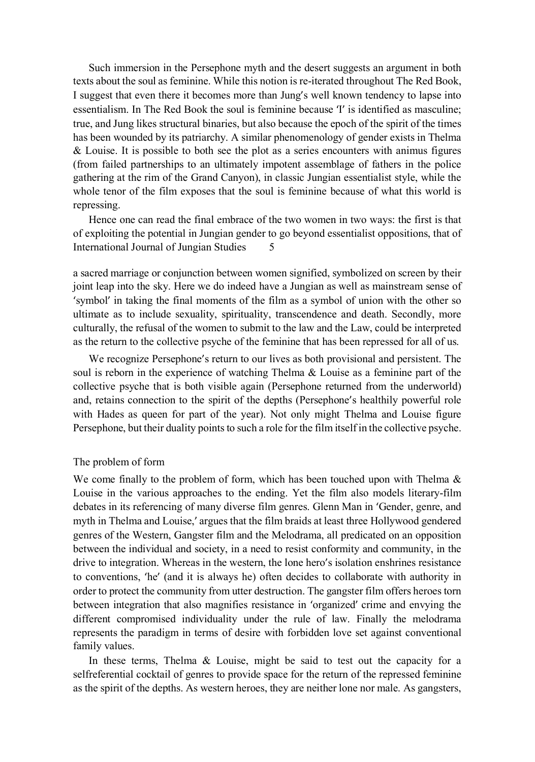Such immersion in the Persephone myth and the desert suggests an argument in both texts about the soul as feminine. While this notion is re-iterated throughout The Red Book, I suggest that even there it becomes more than Jung's well known tendency to lapse into essentialism. In The Red Book the soul is feminine because 'I' is identified as masculine; true, and Jung likes structural binaries, but also because the epoch of the spirit of the times has been wounded by its patriarchy. A similar phenomenology of gender exists in Thelma & Louise. It is possible to both see the plot as a series encounters with animus figures (from failed partnerships to an ultimately impotent assemblage of fathers in the police gathering at the rim of the Grand Canyon), in classic Jungian essentialist style, while the whole tenor of the film exposes that the soul is feminine because of what this world is repressing.

Hence one can read the final embrace of the two women in two ways: the first is that of exploiting the potential in Jungian gender to go beyond essentialist oppositions, that of a sacred marriage or conjunction between women signified, symbolized on screen by their joint leap into the sky. Here we do indeed have a Jungian as well as mainstream sense of 'symbol' in taking the final moments of the film as a symbol of union with the other so ultimate as to include sexuality, spirituality, transcendence and death. Secondly, more culturally, the refusal of the women to submit to the law and the Law, could be interpreted as the return to the collective psyche of the feminine that has been repressed for all of us.

We recognize Persephone's return to our lives as both provisional and persistent. The soul is reborn in the experience of watching Thelma & Louise as a feminine part of the collective psyche that is both visible again (Persephone returned from the underworld) and, retains connection to the spirit of the depths (Persephone's healthily powerful role with Hades as queen for part of the year). Not only might Thelma and Louise figure Persephone, but their duality points to such a role for the film itself in the collective psyche.

## The problem of form

We come finally to the problem of form, which has been touched upon with Thelma & Louise in the various approaches to the ending. Yet the film also models literary-film debates in its referencing of many diverse film genres. Glenn Man in 'Gender, genre, and myth in Thelma and Louise,' argues that the film braids at least three Hollywood gendered genres of the Western, Gangster film and the Melodrama, all predicated on an opposition between the individual and society, in a need to resist conformity and community, in the drive to integration. Whereas in the western, the lone hero's isolation enshrines resistance to conventions, 'he' (and it is always he) often decides to collaborate with authority in order to protect the community from utter destruction. The gangster film offers heroes torn between integration that also magnifies resistance in 'organized' crime and envying the different compromised individuality under the rule of law. Finally the melodrama represents the paradigm in terms of desire with forbidden love set against conventional family values.

In these terms, Thelma & Louise, might be said to test out the capacity for a selfreferential cocktail of genres to provide space for the return of the repressed feminine as the spirit of the depths. As western heroes, they are neither lone nor male. As gangsters,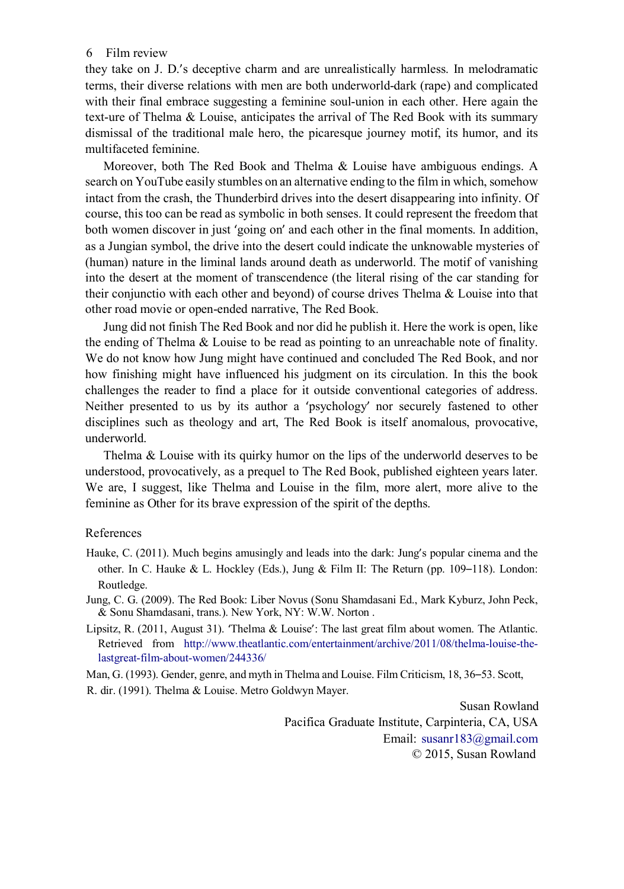they take on J. D.′s deceptive charm and are unrealistically harmless. In melodramatic terms, their diverse relations with men are both underworld-dark (rape) and complicated with their final embrace suggesting a feminine soul-union in each other. Here again the text-ure of Thelma & Louise, anticipates the arrival of The Red Book with its summary dismissal of the traditional male hero, the picaresque journey motif, its humor, and its multifaceted feminine.

Moreover, both The Red Book and Thelma & Louise have ambiguous endings. A search on YouTube easily stumbles on an alternative ending to the film in which, somehow intact from the crash, the Thunderbird drives into the desert disappearing into infinity. Of course, this too can be read as symbolic in both senses. It could represent the freedom that both women discover in just ′going on′ and each other in the final moments. In addition, as a Jungian symbol, the drive into the desert could indicate the unknowable mysteries of (human) nature in the liminal lands around death as underworld. The motif of vanishing into the desert at the moment of transcendence (the literal rising of the car standing for their conjunctio with each other and beyond) of course drives Thelma & Louise into that other road movie or open-ended narrative, The Red Book.

Jung did not finish The Red Book and nor did he publish it. Here the work is open, like the ending of Thelma & Louise to be read as pointing to an unreachable note of finality. We do not know how Jung might have continued and concluded The Red Book, and nor how finishing might have influenced his judgment on its circulation. In this the book challenges the reader to find a place for it outside conventional categories of address. Neither presented to us by its author a ′psychology′ nor securely fastened to other disciplines such as theology and art, The Red Book is itself anomalous, provocative, underworld.

Thelma & Louise with its quirky humor on the lips of the underworld deserves to be understood, provocatively, as a prequel to The Red Book, published eighteen years later. We are, I suggest, like Thelma and Louise in the film, more alert, more alive to the feminine as Other for its brave expression of the spirit of the depths.

## References

Hauke, C. (2011). Much begins amusingly and leads into the dark: Jung′s popular cinema and the other. In C. Hauke & L. Hockley (Eds.), Jung & Film II: The Return (pp. 109–118). London: Routledge.

Jung, C. G. (2009). The Red Book: Liber Novus (Sonu Shamdasani Ed., Mark Kyburz, John Peck, & Sonu Shamdasani, trans.). New York, NY: W.W. Norton .

Lipsitz, R. (2011, August 31). ′Thelma & Louise′: The last great film about women. The Atlantic. Retrieved from http://www.theatlantic.com/entertainment/archive/2011/08/thelma-louise-the-lastgreat-film-about-women/244336/

Man, G. (1993). Gender, genre, and myth in Thelma and Louise. Film Criticism, 18, 36–53. Scott, R. dir. (1991). Thelma & Louise. Metro Goldwyn Mayer.

Susan Rowland
Pacifica Graduate Institute, Carpinteria, CA, USA
Email: susanr183@gmail.com
© 2015, Susan Rowland